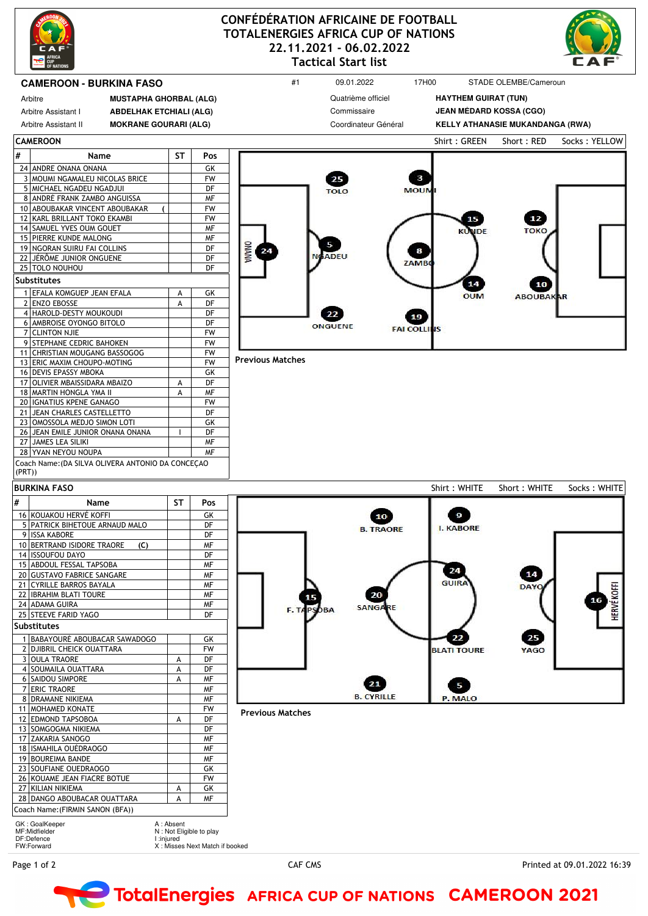# CONFÉDÉRATION AFRICAINE DE FOOTBALL
# TOTALENERGIES AFRICA CUP OF NATIONS
# 22.11.2021 - 06.02.2022
# Tactical Start list

**CAMEROON - BURKINA FASO** #1 09.01.2022 17H00 STADE OLEMBE/Cameroun

| | | | |
|---|---|---|---|
| Arbitre | **MUSTAPHA GHORBAL (ALG)** | Quatrième officiel | **HAYTHEM GUIRAT (TUN)** |
| Arbitre Assistant I | **ABDELHAK ETCHIALI (ALG)** | Commissaire | **JEAN MÉDARD KOSSA (CGO)** |
| Arbitre Assistant II | **MOKRANE GOURARI (ALG)** | Coordinateur Général | **KELLY ATHANASIE MUKANDANGA (RWA)** |

## CAMEROON

Shirt : GREEN Short : RED Socks : YELLOW

| # | Name | ST | Pos |
|---|---|---|---|
| 24 | ANDRE ONANA ONANA | | GK |
| 3 | MOUMI NGAMALEU NICOLAS BRICE | | FW |
| 5 | MICHAEL NGADEU NGADJUI | | DF |
| 8 | ANDRÉ FRANK ZAMBO ANGUISSA | | MF |
| 10 | ABOUBAKAR VINCENT ABOUBAKAR ( | | FW |
| 12 | KARL BRILLANT TOKO EKAMBI | | FW |
| 14 | SAMUEL YVES OUM GOUET | | MF |
| 15 | PIERRE KUNDE MALONG | | MF |
| 19 | NGORAN SUIRU FAI COLLINS | | DF |
| 22 | JÉRÔME JUNIOR ONGUENE | | DF |
| 25 | TOLO NOUHOU | | DF |
| **Substitutes** | | | |
| 1 | EFALA KOMGUEP JEAN EFALA | A | GK |
| 2 | ENZO EBOSSE | A | DF |
| 4 | HAROLD-DESTY MOUKOUDI | | DF |
| 6 | AMBROISE OYONGO BITOLO | | DF |
| 7 | CLINTON NJIE | | FW |
| 9 | STEPHANE CEDRIC BAHOKEN | | FW |
| 11 | CHRISTIAN MOUGANG BASSOGOG | | FW |
| 13 | ERIC MAXIM CHOUPO-MOTING | | FW |
| 16 | DEVIS EPASSY MBOKA | | GK |
| 17 | OLIVIER MBAISSIDARA MBAIZO | A | DF |
| 18 | MARTIN HONGLA YMA II | A | MF |
| 20 | IGNATIUS KPENE GANAGO | | FW |
| 21 | JEAN CHARLES CASTELLETTO | | DF |
| 23 | OMOSSOLA MEDJO SIMON LOTI | | GK |
| 26 | JEAN EMILE JUNIOR ONANA ONANA | I | DF |
| 27 | JAMES LEA SILIKI | | MF |
| 28 | YVAN NEYOU NOUPA | | MF |

Coach Name:(DA SILVA OLIVERA ANTONIO DA CONCEÇAO (PRT))

Formation: 24 ONANA; 25 TOLO, 5 NGADEU, 22 ONGUENE, 3 MOUMI, 8 ZAMBO, 19 FAI COLLINS; 15 KUNDE, 14 OUM; 12 TOKO, 10 ABOUBAKAR

**Previous Matches**

## BURKINA FASO

Shirt : WHITE Short : WHITE Socks : WHITE

| # | Name | ST | Pos |
|---|---|---|---|
| 16 | KOUAKOU HERVÉ KOFFI | | GK |
| 5 | PATRICK BIHETOUE ARNAUD MALO | | DF |
| 9 | ISSA KABORE | | DF |
| 10 | BERTRAND ISIDORE TRAORE (C) | | MF |
| 14 | ISSOUFOU DAYO | | DF |
| 15 | ABDOUL FESSAL TAPSOBA | | MF |
| 20 | GUSTAVO FABRICE SANGARE | | MF |
| 21 | CYRILLE BARROS BAYALA | | MF |
| 22 | IBRAHIM BLATI TOURE | | MF |
| 24 | ADAMA GUIRA | | MF |
| 25 | STEEVE FARID YAGO | | DF |
| **Substitutes** | | | |
| 1 | BABAYOURÉ ABOUBACAR SAWADOGO | | GK |
| 2 | DJIBRIL CHEICK OUATTARA | | FW |
| 3 | OULA TRAORE | A | DF |
| 4 | SOUMAILA OUATTARA | A | DF |
| 6 | SAIDOU SIMPORE | A | MF |
| 7 | ERIC TRAORE | | MF |
| 8 | DRAMANE NIKIEMA | | MF |
| 11 | MOHAMED KONATE | | FW |
| 12 | EDMOND TAPSOBA | A | DF |
| 13 | SOMGOGMA NIKIEMA | | DF |
| 17 | ZAKARIA SANOGO | | MF |
| 18 | ISMAHILA OUÉDRAOGO | | MF |
| 19 | BOUREIMA BANDE | | MF |
| 23 | SOUFIANE OUEDRAOGO | | GK |
| 26 | KOUAME JEAN FIACRE BOTUE | | FW |
| 27 | KILIAN NIKIEMA | A | GK |
| 28 | DANGO ABOUBACAR OUATTARA | A | MF |

Coach Name:(FIRMIN SANON (BFA))

Formation: 16 HERVÉ KOFFI; 14 DAYO, 25 YAGO, 9 I. KABORE, 5 P. MALO; 24 GUIRA, 22 BLATI TOURE; 10 B. TRAORE, 20 SANGARE, 21 B. CYRILLE; 15 F. TAPSOBA

**Previous Matches**

GK : GoalKeeper
MF:Midfielder
DF:Defence
FW:Forward

A : Absent
N : Not Eligible to play
I :injured
X : Misses Next Match if booked

CAF CMS

Printed at 09.01.2022 16:39

TotalEnergies AFRICA CUP OF NATIONS CAMEROON 2021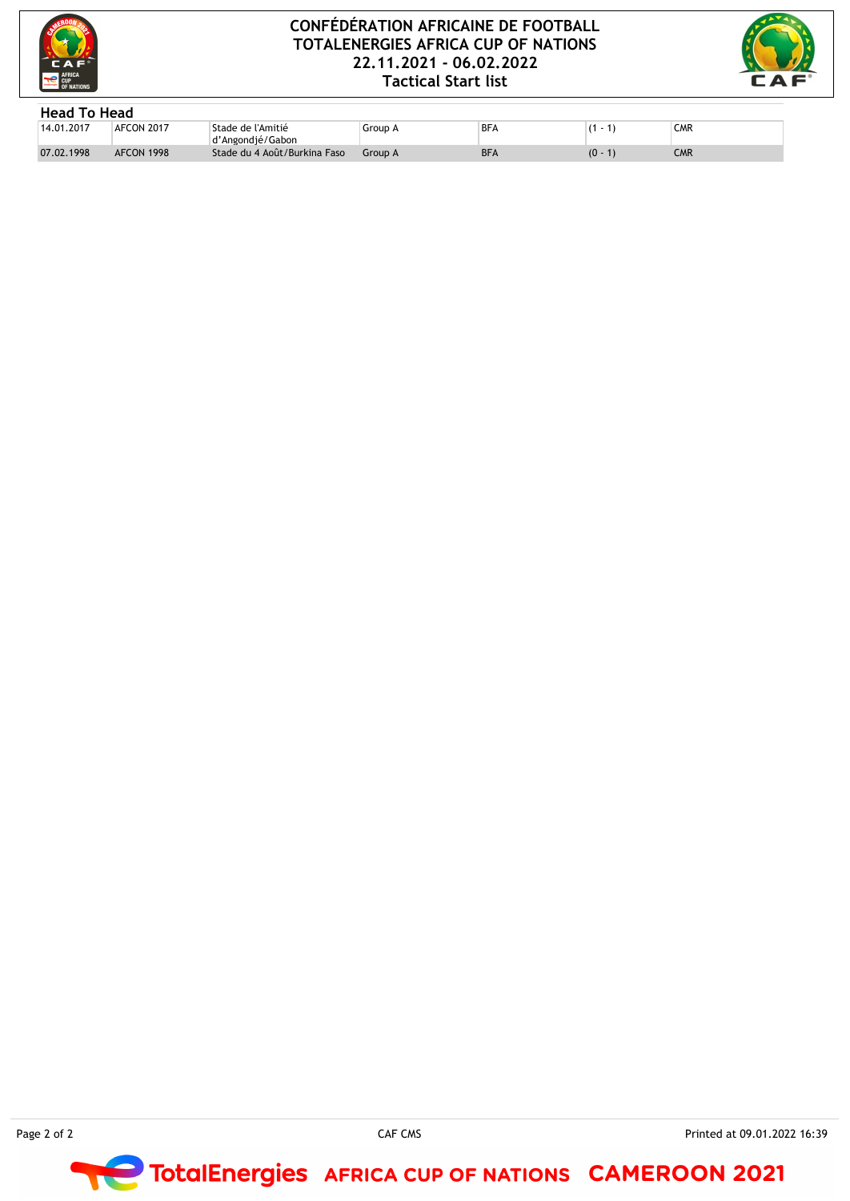## Head To Head

| | | | | | | |
|---|---|---|---|---|---|---|
| 14.01.2017 | AFCON 2017 | Stade de l'Amitié d'Angondjé/Gabon | Group A | BFA | (1 - 1) | CMR |
| 07.02.1998 | AFCON 1998 | Stade du 4 Août/Burkina Faso | Group A | BFA | (0 - 1) | CMR |